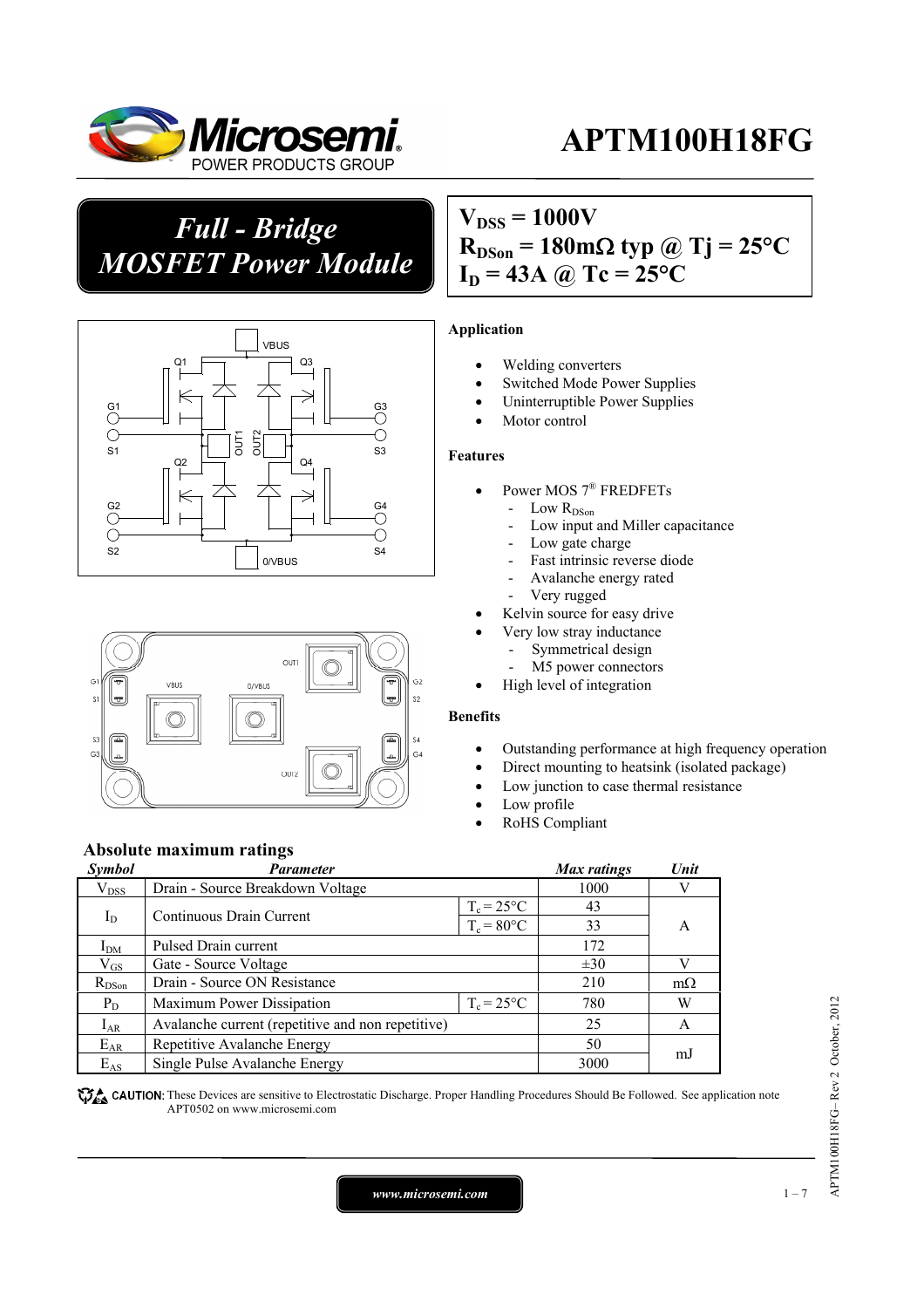# APTM100H18FG

## Full - Bridge MOSFET Power Module

$V_{DSS}$ = 1000V
$R_{DSon}$ = 180mΩ typ @ Tj = 25°C
$I_D$ = 43A @ Tc = 25°C

### Application

- Welding converters
- Switched Mode Power Supplies
- Uninterruptible Power Supplies
- Motor control

### Features

- Power MOS 7® FREDFETs
  - Low $R_{DSon}$
  - Low input and Miller capacitance
  - Low gate charge
  - Fast intrinsic reverse diode
  - Avalanche energy rated
  - Very rugged
- Kelvin source for easy drive
- Very low stray inductance
  - Symmetrical design
  - M5 power connectors
- High level of integration

### Benefits

- Outstanding performance at high frequency operation
- Direct mounting to heatsink (isolated package)
- Low junction to case thermal resistance
- Low profile
- RoHS Compliant

## Absolute maximum ratings

| Symbol | Parameter | | Max ratings | Unit |
|---|---|---|---|---|
| $V_{DSS}$ | Drain - Source Breakdown Voltage | | 1000 | V |
| $I_D$ | Continuous Drain Current | $T_c = 25°C$ | 43 | A |
| | | $T_c = 80°C$ | 33 | A |
| $I_{DM}$ | Pulsed Drain current | | 172 | A |
| $V_{GS}$ | Gate - Source Voltage | | ±30 | V |
| $R_{DSon}$ | Drain - Source ON Resistance | | 210 | mΩ |
| $P_D$ | Maximum Power Dissipation | $T_c = 25°C$ | 780 | W |
| $I_{AR}$ | Avalanche current (repetitive and non repetitive) | | 25 | A |
| $E_{AR}$ | Repetitive Avalanche Energy | | 50 | mJ |
| $E_{AS}$ | Single Pulse Avalanche Energy | | 3000 | mJ |

CAUTION: These Devices are sensitive to Electrostatic Discharge. Proper Handling Procedures Should Be Followed. See application note APT0502 on www.microsemi.com

APTM100H18FG– Rev 2 October, 2012

www.microsemi.com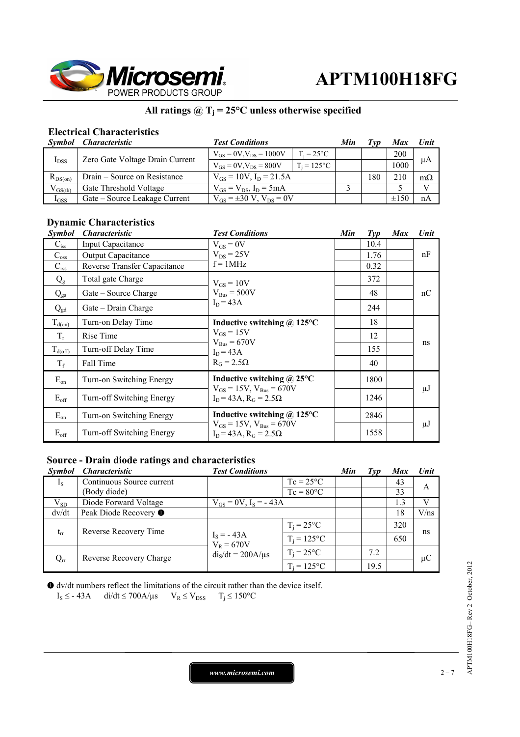**All ratings @ $T_j$ = 25°C unless otherwise specified**

### Electrical Characteristics

| *Symbol* | *Characteristic* | *Test Conditions* | | *Min* | *Typ* | *Max* | *Unit* |
|---|---|---|---|---|---|---|---|
| $I_{DSS}$ | Zero Gate Voltage Drain Current | $V_{GS}$ = 0V, $V_{DS}$ = 1000V | $T_j$ = 25°C | | | 200 | µA |
| | | $V_{GS}$ = 0V, $V_{DS}$ = 800V | $T_j$ = 125°C | | | 1000 | |
| $R_{DS(on)}$ | Drain – Source on Resistance | $V_{GS}$ = 10V, $I_D$ = 21.5A | | | 180 | 210 | mΩ |
| $V_{GS(th)}$ | Gate Threshold Voltage | $V_{GS}$ = $V_{DS}$, $I_D$ = 5mA | | 3 | | 5 | V |
| $I_{GSS}$ | Gate – Source Leakage Current | $V_{GS}$ = ±30 V, $V_{DS}$ = 0V | | | | ±150 | nA |

### Dynamic Characteristics

| *Symbol* | *Characteristic* | *Test Conditions* | *Min* | *Typ* | *Max* | *Unit* |
|---|---|---|---|---|---|---|
| $C_{iss}$ | Input Capacitance | $V_{GS}$ = 0V<br>$V_{DS}$ = 25V<br>f = 1MHz | | 10.4 | | nF |
| $C_{oss}$ | Output Capacitance | | | 1.76 | | |
| $C_{rss}$ | Reverse Transfer Capacitance | | | 0.32 | | |
| $Q_g$ | Total gate Charge | $V_{GS}$ = 10V<br>$V_{Bus}$ = 500V<br>$I_D$ = 43A | | 372 | | nC |
| $Q_{gs}$ | Gate – Source Charge | | | 48 | | |
| $Q_{gd}$ | Gate – Drain Charge | | | 244 | | |
| $T_{d(on)}$ | Turn-on Delay Time | **Inductive switching @ 125°C**<br>$V_{GS}$ = 15V<br>$V_{Bus}$ = 670V<br>$I_D$ = 43A<br>$R_G$ = 2.5Ω | | 18 | | ns |
| $T_r$ | Rise Time | | | 12 | | |
| $T_{d(off)}$ | Turn-off Delay Time | | | 155 | | |
| $T_f$ | Fall Time | | | 40 | | |
| $E_{on}$ | Turn-on Switching Energy | **Inductive switching @ 25°C**<br>$V_{GS}$ = 15V, $V_{Bus}$ = 670V<br>$I_D$ = 43A, $R_G$ = 2.5Ω | | 1800 | | µJ |
| $E_{off}$ | Turn-off Switching Energy | | | 1246 | | |
| $E_{on}$ | Turn-on Switching Energy | **Inductive switching @ 125°C**<br>$V_{GS}$ = 15V, $V_{Bus}$ = 670V<br>$I_D$ = 43A, $R_G$ = 2.5Ω | | 2846 | | µJ |
| $E_{off}$ | Turn-off Switching Energy | | | 1558 | | |

### Source - Drain diode ratings and characteristics

| *Symbol* | *Characteristic* | *Test Conditions* | | *Min* | *Typ* | *Max* | *Unit* |
|---|---|---|---|---|---|---|---|
| $I_S$ | Continuous Source current (Body diode) | | Tc = 25°C | | | 43 | A |
| | | | Tc = 80°C | | | 33 | |
| $V_{SD}$ | Diode Forward Voltage | $V_{GS}$ = 0V, $I_S$ = - 43A | | | | 1.3 | V |
| dv/dt | Peak Diode Recovery ❶ | | | | | 18 | V/ns |
| $t_{rr}$ | Reverse Recovery Time | $I_S$ = - 43A<br>$V_R$ = 670V<br>$di_S/dt$ = 200A/µs | $T_j$ = 25°C | | | 320 | ns |
| | | | $T_j$ = 125°C | | | 650 | |
| $Q_{rr}$ | Reverse Recovery Charge | | $T_j$ = 25°C | | 7.2 | | µC |
| | | | $T_j$ = 125°C | | 19.5 | | |

❶ dv/dt numbers reflect the limitations of the circuit rather than the device itself.
$I_S \leq$ - 43A   di/dt ≤ 700A/µs   $V_R \leq V_{DSS}$   $T_j \leq$ 150°C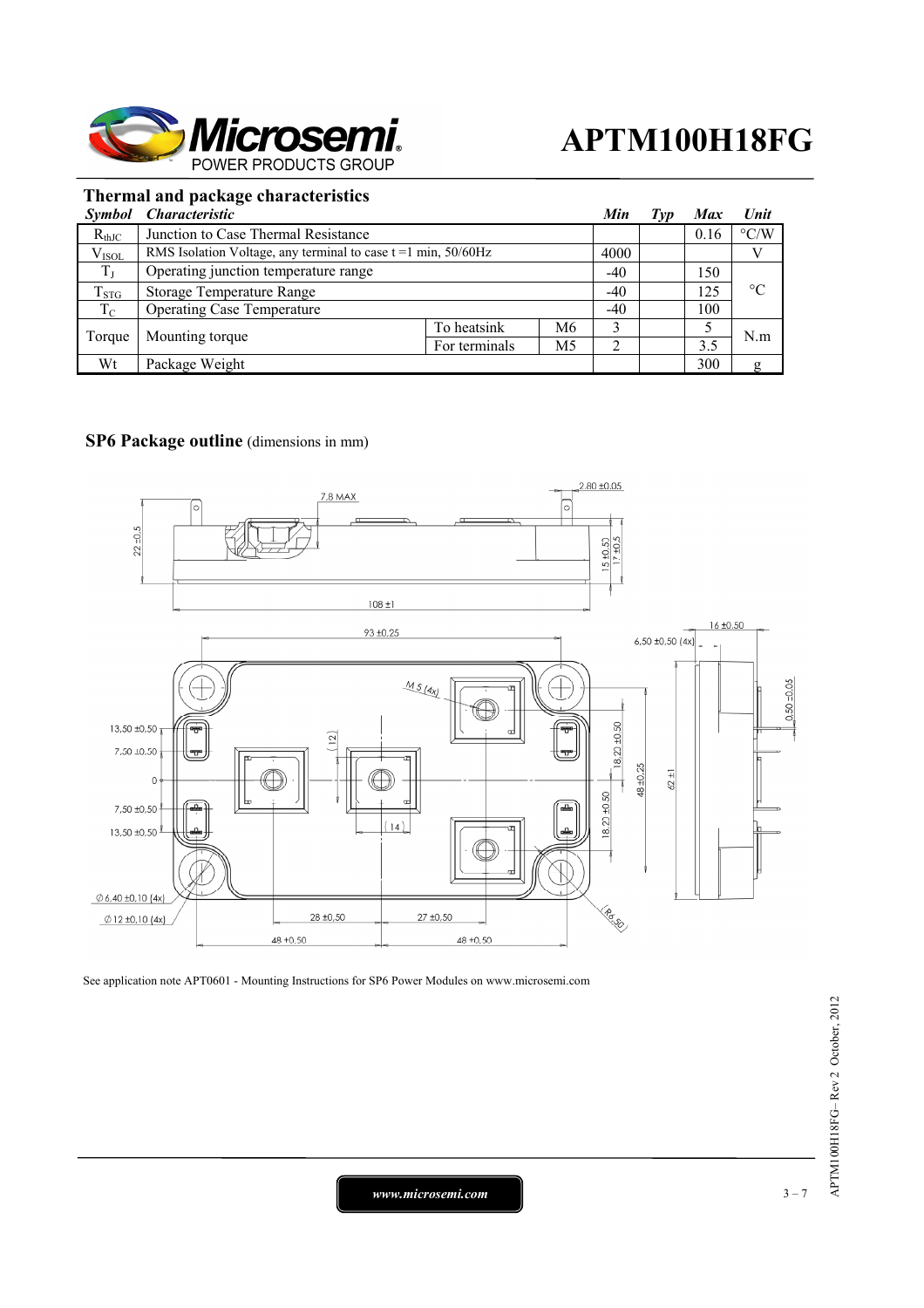## Thermal and package characteristics

| *Symbol* | *Characteristic* | | | *Min* | *Typ* | *Max* | *Unit* |
|---|---|---|---|---|---|---|---|
| $R_{thJC}$ | Junction to Case Thermal Resistance | | | | | 0.16 | °C/W |
| $V_{ISOL}$ | RMS Isolation Voltage, any terminal to case t =1 min, 50/60Hz | | | 4000 | | | V |
| $T_J$ | Operating junction temperature range | | | -40 | | 150 | °C |
| $T_{STG}$ | Storage Temperature Range | | | -40 | | 125 | |
| $T_C$ | Operating Case Temperature | | | -40 | | 100 | |
| Torque | Mounting torque | To heatsink | M6 | 3 | | 5 | N.m |
| | | For terminals | M5 | 2 | | 3.5 | |
| Wt | Package Weight | | | | | 300 | g |

## SP6 Package outline (dimensions in mm)

See application note APT0601 - Mounting Instructions for SP6 Power Modules on www.microsemi.com

www.microsemi.com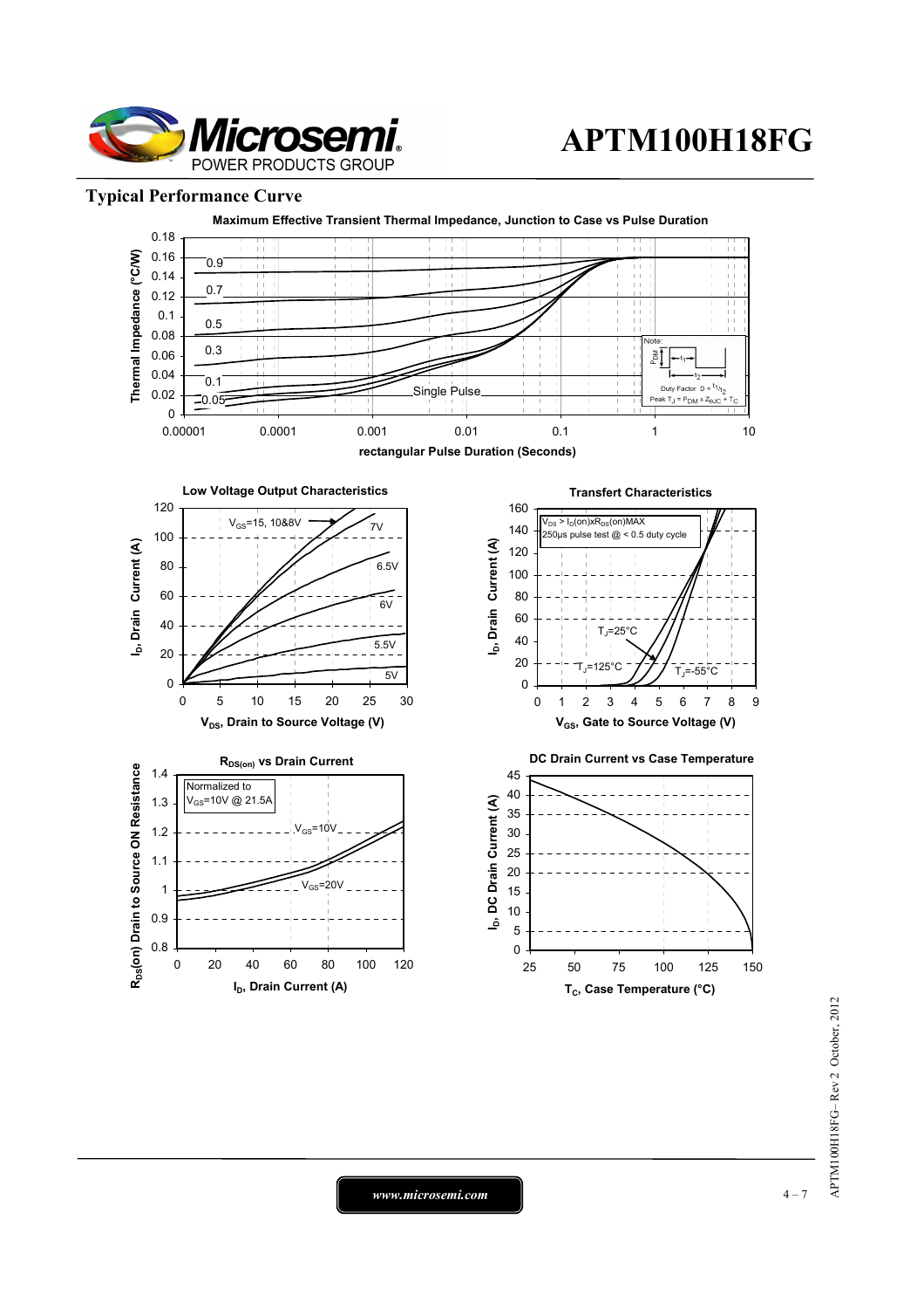## Typical Performance Curve

**Maximum Effective Transient Thermal Impedance, Junction to Case vs Pulse Duration**

Thermal Impedance (°C/W) vs rectangular Pulse Duration (Seconds)

Curves: 0.9, 0.7, 0.5, 0.3, 0.1, 0.05, Single Pulse

Note: Duty Factor $D = t_1/t_2$; Peak $T_J = P_{DM} \times Z_{\theta JC} + T_C$

**Low Voltage Output Characteristics**

$I_D$, Drain Current (A) vs $V_{DS}$, Drain to Source Voltage (V)

Curves: $V_{GS}$=15, 10&8V; 7V; 6.5V; 6V; 5.5V; 5V

**Transfert Characteristics**

$I_D$, Drain Current (A) vs $V_{GS}$, Gate to Source Voltage (V)

$V_{DS} > I_D(on) \times R_{DS}(on)MAX$
250µs pulse test @ < 0.5 duty cycle

Curves: $T_J$=25°C, $T_J$=125°C, $T_J$=-55°C

**$R_{DS(on)}$ vs Drain Current**

$R_{DS}(on)$ Drain to Source ON Resistance vs $I_D$, Drain Current (A)

Normalized to $V_{GS}$=10V @ 21.5A

Curves: $V_{GS}$=10V, $V_{GS}$=20V

**DC Drain Current vs Case Temperature**

$I_D$, DC Drain Current (A) vs $T_C$, Case Temperature (°C)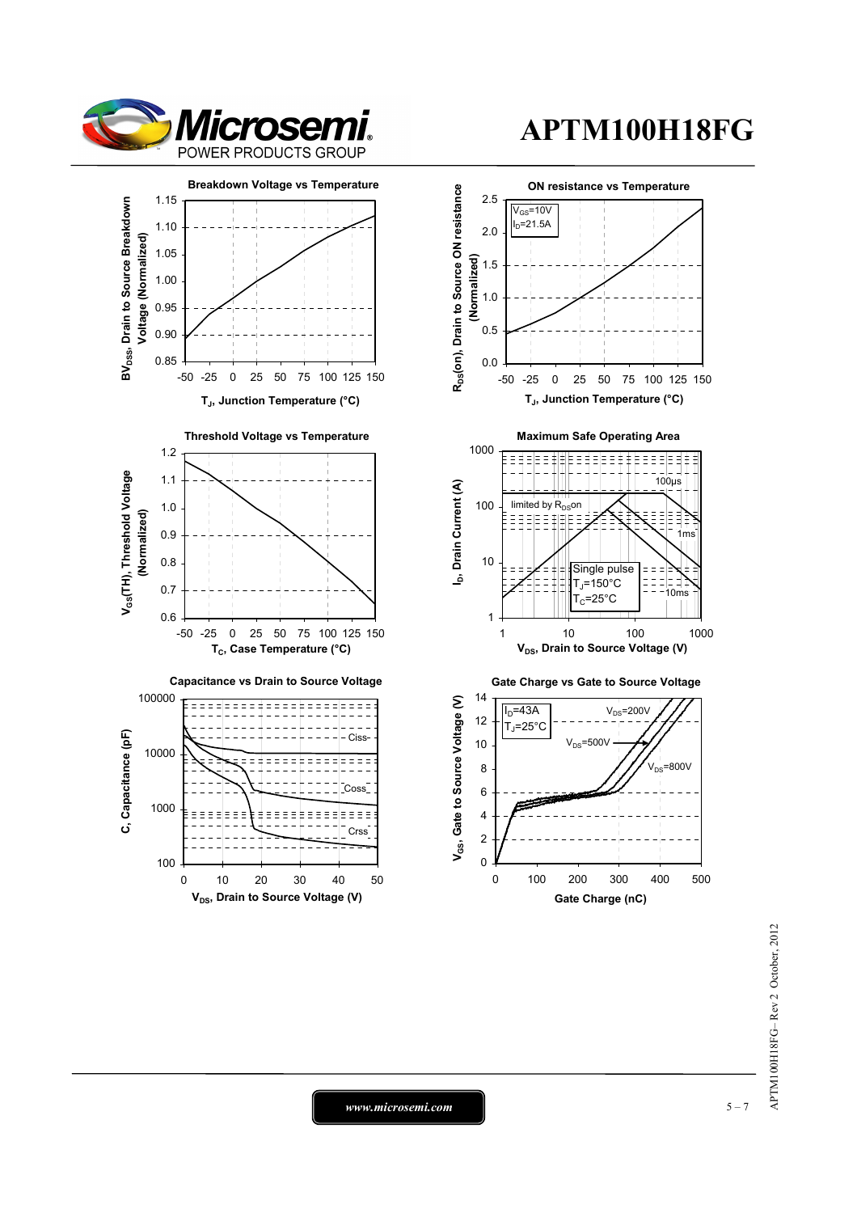# APTM100H18FG

**Breakdown Voltage vs Temperature**

$BV_{DSS}$, Drain to Source Breakdown Voltage (Normalized)

$T_J$, Junction Temperature (°C)

**ON resistance vs Temperature**

$V_{GS}$=10V
$I_D$=21.5A

$R_{DS}$(on), Drain to Source ON resistance (Normalized)

$T_J$, Junction Temperature (°C)

**Threshold Voltage vs Temperature**

$V_{GS}$(TH), Threshold Voltage (Normalized)

$T_C$, Case Temperature (°C)

**Maximum Safe Operating Area**

limited by $R_{DS}$on

100µs

1ms

10ms

Single pulse
$T_J$=150°C
$T_C$=25°C

$I_D$, Drain Current (A)

$V_{DS}$, Drain to Source Voltage (V)

**Capacitance vs Drain to Source Voltage**

Ciss

Coss

Crss

C, Capacitance (pF)

$V_{DS}$, Drain to Source Voltage (V)

**Gate Charge vs Gate to Source Voltage**

$I_D$=43A
$T_J$=25°C

$V_{DS}$=200V

$V_{DS}$=500V

$V_{DS}$=800V

$V_{GS}$, Gate to Source Voltage (V)

Gate Charge (nC)

*www.microsemi.com*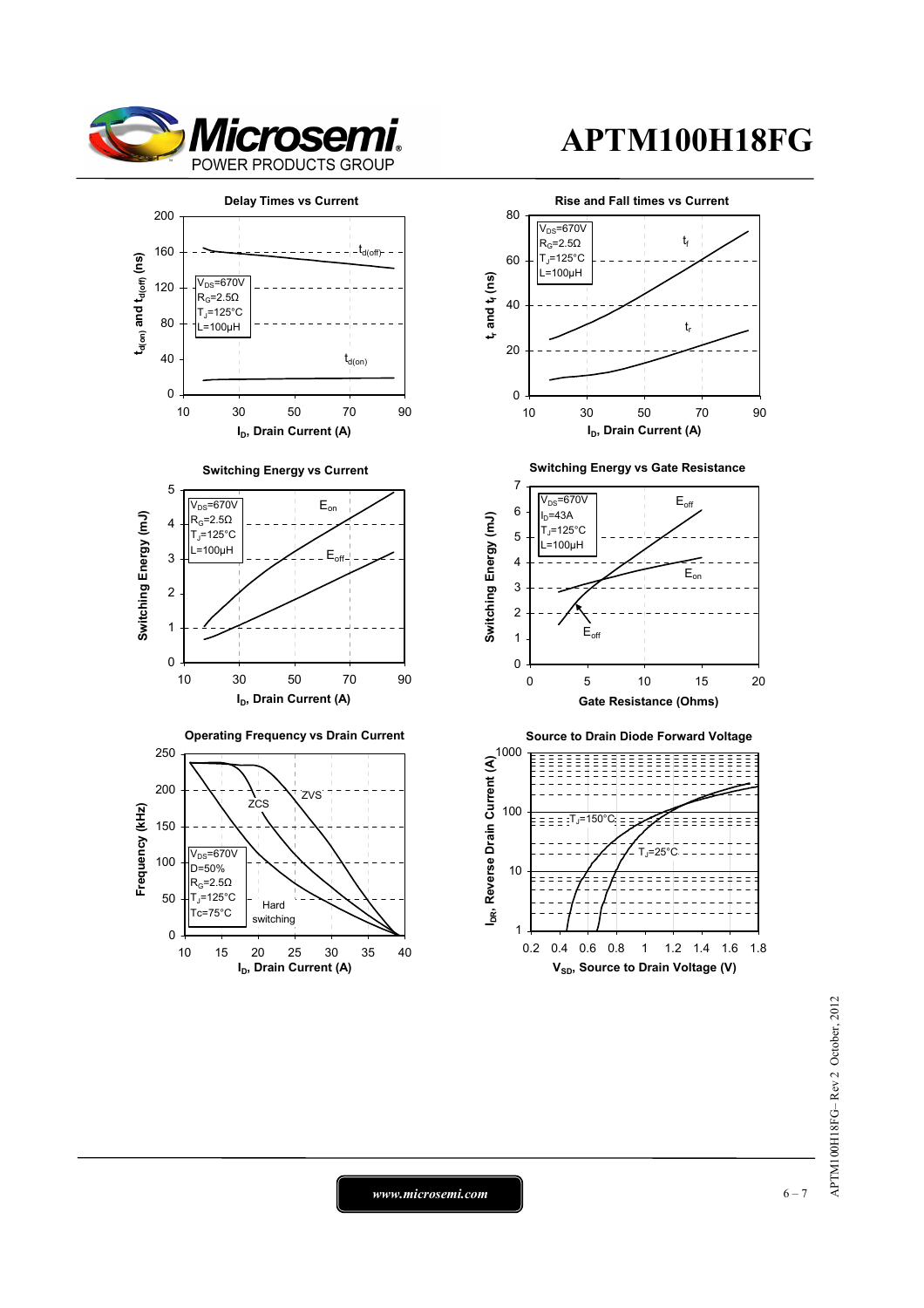## Delay Times vs Current

$V_{DS}$=670V
$R_G$=2.5Ω
$T_J$=125°C
L=100µH

$t_{d(off)}$, $t_{d(on)}$

$t_{d(on)}$ and $t_{d(off)}$ (ns) vs $I_D$, Drain Current (A)

## Rise and Fall times vs Current

$V_{DS}$=670V
$R_G$=2.5Ω
$T_J$=125°C
L=100µH

$t_f$, $t_r$

$t_r$ and $t_f$ (ns) vs $I_D$, Drain Current (A)

## Switching Energy vs Current

$V_{DS}$=670V
$R_G$=2.5Ω
$T_J$=125°C
L=100µH

$E_{on}$, $E_{off}$

Switching Energy (mJ) vs $I_D$, Drain Current (A)

## Switching Energy vs Gate Resistance

$V_{DS}$=670V
$I_D$=43A
$T_J$=125°C
L=100µH

$E_{off}$, $E_{on}$

Switching Energy (mJ) vs Gate Resistance (Ohms)

## Operating Frequency vs Drain Current

$V_{DS}$=670V
D=50%
$R_G$=2.5Ω
$T_J$=125°C
Tc=75°C

ZCS, ZVS, Hard switching

Frequency (kHz) vs $I_D$, Drain Current (A)

## Source to Drain Diode Forward Voltage

$T_J$=150°C
$T_J$=25°C

$I_{DR}$, Reverse Drain Current (A) vs $V_{SD}$, Source to Drain Voltage (V)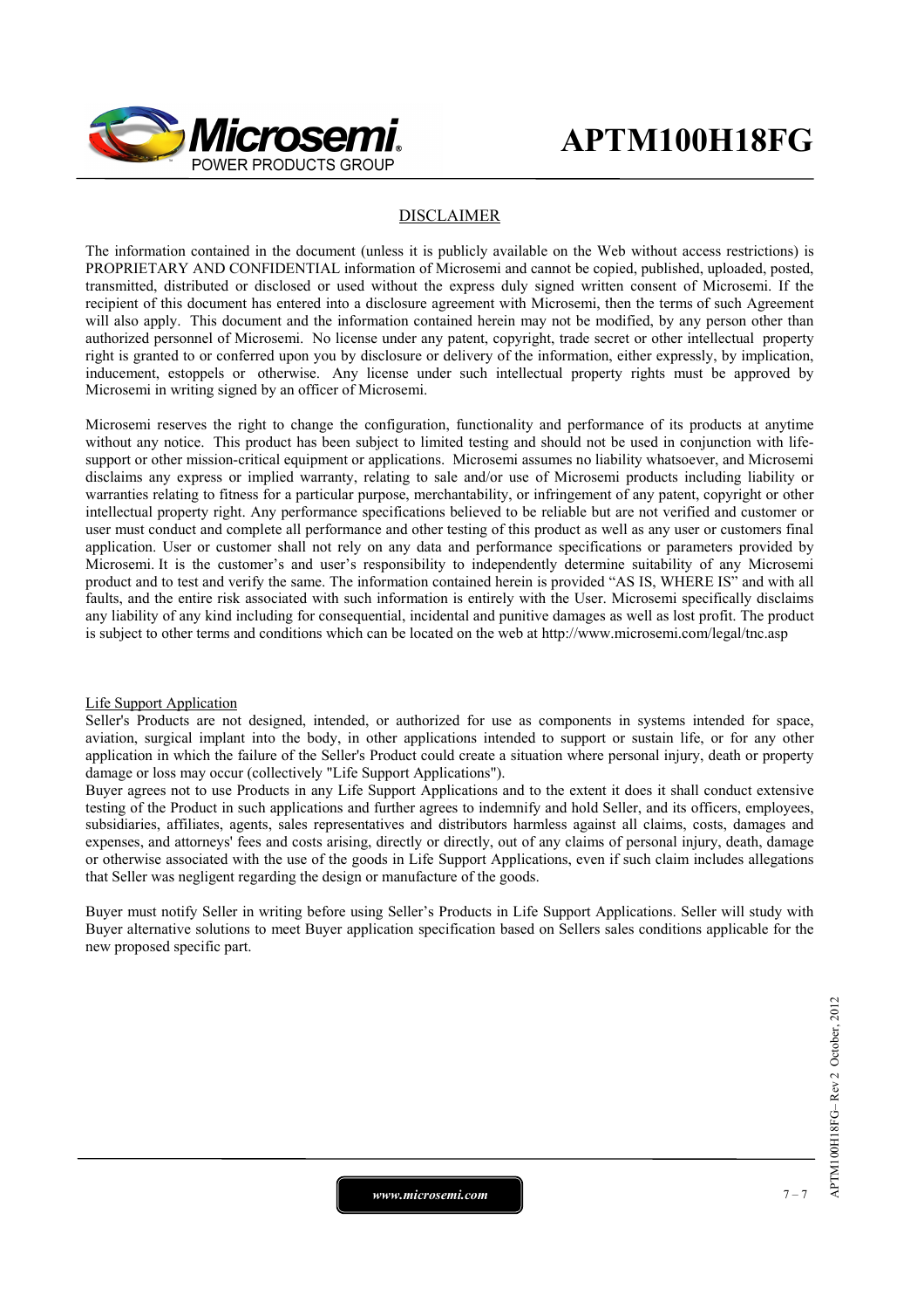## DISCLAIMER

The information contained in the document (unless it is publicly available on the Web without access restrictions) is PROPRIETARY AND CONFIDENTIAL information of Microsemi and cannot be copied, published, uploaded, posted, transmitted, distributed or disclosed or used without the express duly signed written consent of Microsemi. If the recipient of this document has entered into a disclosure agreement with Microsemi, then the terms of such Agreement will also apply. This document and the information contained herein may not be modified, by any person other than authorized personnel of Microsemi. No license under any patent, copyright, trade secret or other intellectual property right is granted to or conferred upon you by disclosure or delivery of the information, either expressly, by implication, inducement, estoppels or otherwise. Any license under such intellectual property rights must be approved by Microsemi in writing signed by an officer of Microsemi.

Microsemi reserves the right to change the configuration, functionality and performance of its products at anytime without any notice. This product has been subject to limited testing and should not be used in conjunction with life-support or other mission-critical equipment or applications. Microsemi assumes no liability whatsoever, and Microsemi disclaims any express or implied warranty, relating to sale and/or use of Microsemi products including liability or warranties relating to fitness for a particular purpose, merchantability, or infringement of any patent, copyright or other intellectual property right. Any performance specifications believed to be reliable but are not verified and customer or user must conduct and complete all performance and other testing of this product as well as any user or customers final application. User or customer shall not rely on any data and performance specifications or parameters provided by Microsemi. It is the customer's and user's responsibility to independently determine suitability of any Microsemi product and to test and verify the same. The information contained herein is provided "AS IS, WHERE IS" and with all faults, and the entire risk associated with such information is entirely with the User. Microsemi specifically disclaims any liability of any kind including for consequential, incidental and punitive damages as well as lost profit. The product is subject to other terms and conditions which can be located on the web at http://www.microsemi.com/legal/tnc.asp

### Life Support Application

Seller's Products are not designed, intended, or authorized for use as components in systems intended for space, aviation, surgical implant into the body, in other applications intended to support or sustain life, or for any other application in which the failure of the Seller's Product could create a situation where personal injury, death or property damage or loss may occur (collectively "Life Support Applications").

Buyer agrees not to use Products in any Life Support Applications and to the extent it does it shall conduct extensive testing of the Product in such applications and further agrees to indemnify and hold Seller, and its officers, employees, subsidiaries, affiliates, agents, sales representatives and distributors harmless against all claims, costs, damages and expenses, and attorneys' fees and costs arising, directly or directly, out of any claims of personal injury, death, damage or otherwise associated with the use of the goods in Life Support Applications, even if such claim includes allegations that Seller was negligent regarding the design or manufacture of the goods.

Buyer must notify Seller in writing before using Seller's Products in Life Support Applications. Seller will study with Buyer alternative solutions to meet Buyer application specification based on Sellers sales conditions applicable for the new proposed specific part.